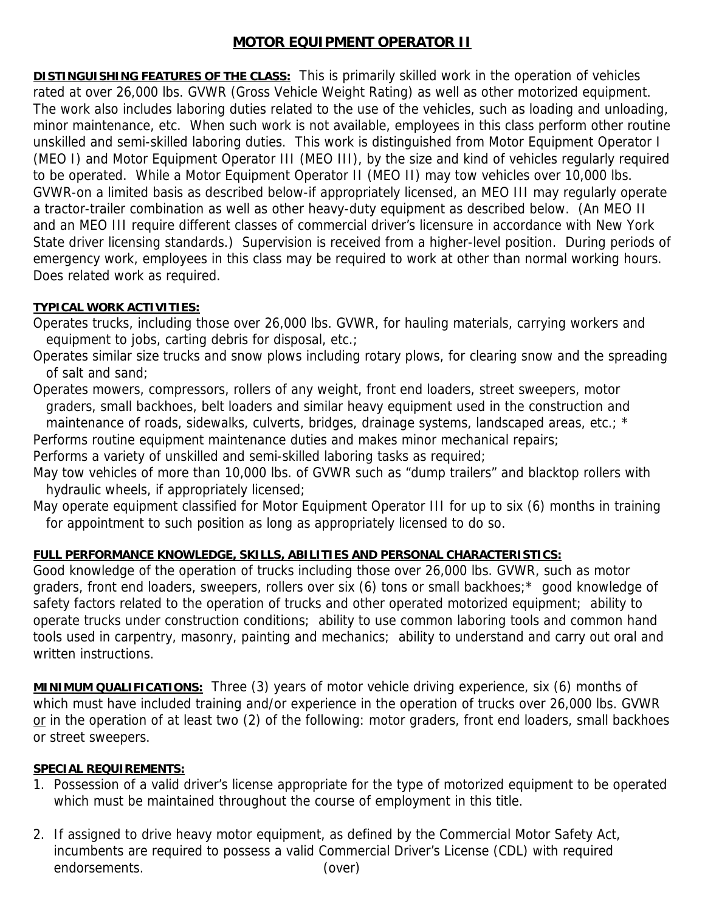# MOTOR EQUIPMENT OPERATOR II

**DISTINGUISHING FEATURES OF THE CLASS:** This is primarily skilled work in the operation of vehicles rated at over 26,000 lbs. GVWR (Gross Vehicle Weight Rating) as well as other motorized equipment. The work also includes laboring duties related to the use of the vehicles, such as loading and unloading, minor maintenance, etc. When such work is not available, employees in this class perform other routine unskilled and semi-skilled laboring duties. This work is distinguished from Motor Equipment Operator I (MEO I) and Motor Equipment Operator III (MEO III), by the size and kind of vehicles regularly required to be operated. While a Motor Equipment Operator II (MEO II) may tow vehicles over 10,000 lbs. GVWR-on a limited basis as described below-if appropriately licensed, an MEO III may regularly operate a tractor-trailer combination as well as other heavy-duty equipment as described below. (An MEO II and an MEO III require different classes of commercial driver's licensure in accordance with New York State driver licensing standards.) Supervision is received from a higher-level position. During periods of emergency work, employees in this class may be required to work at other than normal working hours. Does related work as required.

**TYPICAL WORK ACTIVITIES:**

Operates trucks, including those over 26,000 lbs. GVWR, for hauling materials, carrying workers and equipment to jobs, carting debris for disposal, etc.;

Operates similar size trucks and snow plows including rotary plows, for clearing snow and the spreading of salt and sand;

Operates mowers, compressors, rollers of any weight, front end loaders, street sweepers, motor graders, small backhoes, belt loaders and similar heavy equipment used in the construction and maintenance of roads, sidewalks, culverts, bridges, drainage systems, landscaped areas, etc.; *

Performs routine equipment maintenance duties and makes minor mechanical repairs;

Performs a variety of unskilled and semi-skilled laboring tasks as required;

May tow vehicles of more than 10,000 lbs. of GVWR such as "dump trailers" and blacktop rollers with hydraulic wheels, if appropriately licensed;

May operate equipment classified for Motor Equipment Operator III for up to six (6) months in training for appointment to such position as long as appropriately licensed to do so.

**FULL PERFORMANCE KNOWLEDGE, SKILLS, ABILITIES AND PERSONAL CHARACTERISTICS:**

Good knowledge of the operation of trucks including those over 26,000 lbs. GVWR, such as motor graders, front end loaders, sweepers, rollers over six (6) tons or small backhoes;* good knowledge of safety factors related to the operation of trucks and other operated motorized equipment; ability to operate trucks under construction conditions; ability to use common laboring tools and common hand tools used in carpentry, masonry, painting and mechanics; ability to understand and carry out oral and written instructions.

**MINIMUM QUALIFICATIONS:** Three (3) years of motor vehicle driving experience, six (6) months of which must have included training and/or experience in the operation of trucks over 26,000 lbs. GVWR or in the operation of at least two (2) of the following: motor graders, front end loaders, small backhoes or street sweepers.

**SPECIAL REQUIREMENTS:**

1. Possession of a valid driver's license appropriate for the type of motorized equipment to be operated which must be maintained throughout the course of employment in this title.

2. If assigned to drive heavy motor equipment, as defined by the Commercial Motor Safety Act, incumbents are required to possess a valid Commercial Driver's License (CDL) with required endorsements.

(over)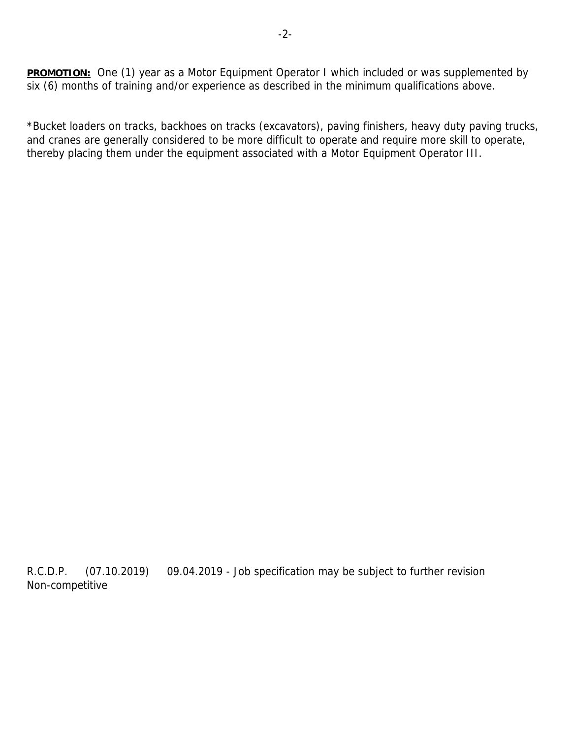**PROMOTION:** One (1) year as a Motor Equipment Operator I which included or was supplemented by six (6) months of training and/or experience as described in the minimum qualifications above.

*Bucket loaders on tracks, backhoes on tracks (excavators), paving finishers, heavy duty paving trucks, and cranes are generally considered to be more difficult to operate and require more skill to operate, thereby placing them under the equipment associated with a Motor Equipment Operator III.

R.C.D.P. (07.10.2019) 09.04.2019 - Job specification may be subject to further revision
Non-competitive